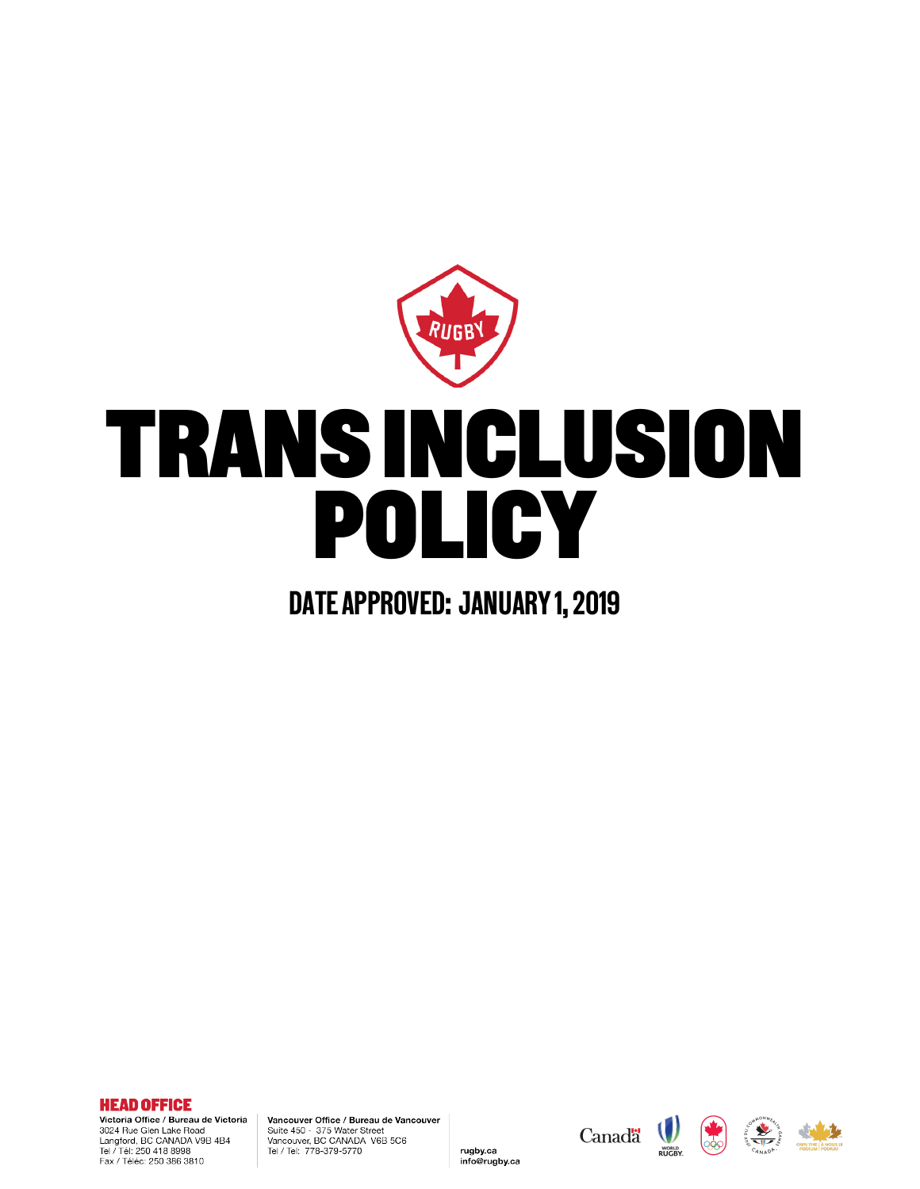# TRANS INCLUSION POLICY

## DATE APPROVED: JANUARY 1, 2019

**HEAD OFFICE**

**Victoria Office / Bureau de Victoria**
3024 Rue Glen Lake Road
Langford, BC CANADA V9B 4B4
Tel / Tél: 250 418 8998
Fax / Téléc: 250 386 3810

**Vancouver Office / Bureau de Vancouver**
Suite 450 - 375 Water Street
Vancouver, BC CANADA V6B 5C6
Tel / Tel: 778-379-5770

rugby.ca
info@rugby.ca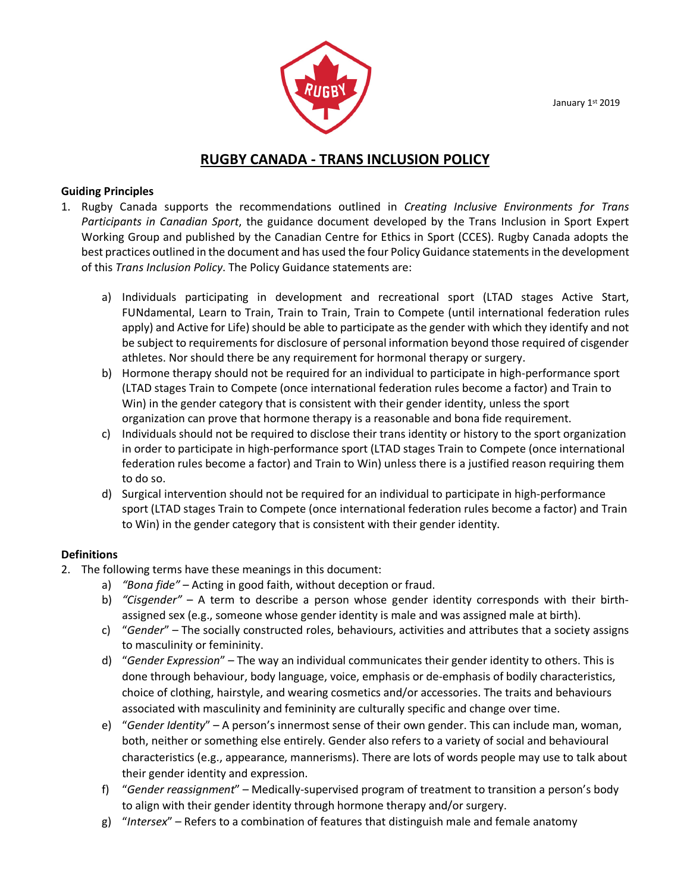January 1st 2019

# RUGBY CANADA - TRANS INCLUSION POLICY

**Guiding Principles**

1. Rugby Canada supports the recommendations outlined in *Creating Inclusive Environments for Trans Participants in Canadian Sport*, the guidance document developed by the Trans Inclusion in Sport Expert Working Group and published by the Canadian Centre for Ethics in Sport (CCES). Rugby Canada adopts the best practices outlined in the document and has used the four Policy Guidance statements in the development of this *Trans Inclusion Policy*. The Policy Guidance statements are:

    a) Individuals participating in development and recreational sport (LTAD stages Active Start, FUNdamental, Learn to Train, Train to Train, Train to Compete (until international federation rules apply) and Active for Life) should be able to participate as the gender with which they identify and not be subject to requirements for disclosure of personal information beyond those required of cisgender athletes. Nor should there be any requirement for hormonal therapy or surgery.

    b) Hormone therapy should not be required for an individual to participate in high-performance sport (LTAD stages Train to Compete (once international federation rules become a factor) and Train to Win) in the gender category that is consistent with their gender identity, unless the sport organization can prove that hormone therapy is a reasonable and bona fide requirement.

    c) Individuals should not be required to disclose their trans identity or history to the sport organization in order to participate in high-performance sport (LTAD stages Train to Compete (once international federation rules become a factor) and Train to Win) unless there is a justified reason requiring them to do so.

    d) Surgical intervention should not be required for an individual to participate in high-performance sport (LTAD stages Train to Compete (once international federation rules become a factor) and Train to Win) in the gender category that is consistent with their gender identity.

**Definitions**

2. The following terms have these meanings in this document:

    a) *"Bona fide"* – Acting in good faith, without deception or fraud.

    b) *"Cisgender"* – A term to describe a person whose gender identity corresponds with their birth-assigned sex (e.g., someone whose gender identity is male and was assigned male at birth).

    c) "*Gender*" – The socially constructed roles, behaviours, activities and attributes that a society assigns to masculinity or femininity.

    d) "*Gender Expression*" – The way an individual communicates their gender identity to others. This is done through behaviour, body language, voice, emphasis or de-emphasis of bodily characteristics, choice of clothing, hairstyle, and wearing cosmetics and/or accessories. The traits and behaviours associated with masculinity and femininity are culturally specific and change over time.

    e) "*Gender Identity*" – A person's innermost sense of their own gender. This can include man, woman, both, neither or something else entirely. Gender also refers to a variety of social and behavioural characteristics (e.g., appearance, mannerisms). There are lots of words people may use to talk about their gender identity and expression.

    f) "*Gender reassignment*" – Medically-supervised program of treatment to transition a person's body to align with their gender identity through hormone therapy and/or surgery.

    g) "*Intersex*" – Refers to a combination of features that distinguish male and female anatomy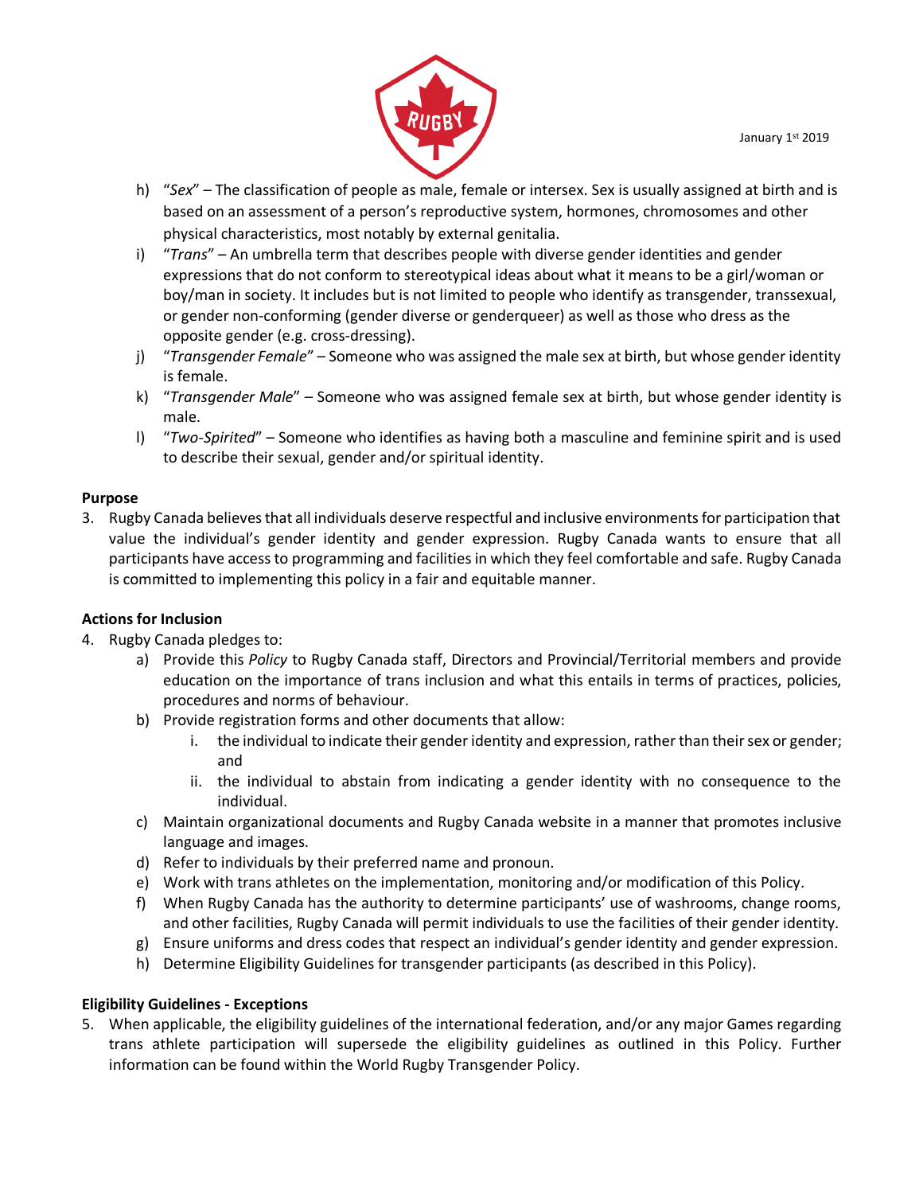h) "*Sex*" – The classification of people as male, female or intersex. Sex is usually assigned at birth and is based on an assessment of a person's reproductive system, hormones, chromosomes and other physical characteristics, most notably by external genitalia.

i) "*Trans*" – An umbrella term that describes people with diverse gender identities and gender expressions that do not conform to stereotypical ideas about what it means to be a girl/woman or boy/man in society. It includes but is not limited to people who identify as transgender, transsexual, or gender non-conforming (gender diverse or genderqueer) as well as those who dress as the opposite gender (e.g. cross-dressing).

j) "*Transgender Female*" – Someone who was assigned the male sex at birth, but whose gender identity is female.

k) "*Transgender Male*" – Someone who was assigned female sex at birth, but whose gender identity is male.

l) "*Two-Spirited*" – Someone who identifies as having both a masculine and feminine spirit and is used to describe their sexual, gender and/or spiritual identity.

**Purpose**

3. Rugby Canada believes that all individuals deserve respectful and inclusive environments for participation that value the individual's gender identity and gender expression. Rugby Canada wants to ensure that all participants have access to programming and facilities in which they feel comfortable and safe. Rugby Canada is committed to implementing this policy in a fair and equitable manner.

**Actions for Inclusion**

4. Rugby Canada pledges to:
   a) Provide this *Policy* to Rugby Canada staff, Directors and Provincial/Territorial members and provide education on the importance of trans inclusion and what this entails in terms of practices, policies, procedures and norms of behaviour.
   b) Provide registration forms and other documents that allow:
      i. the individual to indicate their gender identity and expression, rather than their sex or gender; and
      ii. the individual to abstain from indicating a gender identity with no consequence to the individual.
   c) Maintain organizational documents and Rugby Canada website in a manner that promotes inclusive language and images.
   d) Refer to individuals by their preferred name and pronoun.
   e) Work with trans athletes on the implementation, monitoring and/or modification of this Policy.
   f) When Rugby Canada has the authority to determine participants' use of washrooms, change rooms, and other facilities, Rugby Canada will permit individuals to use the facilities of their gender identity.
   g) Ensure uniforms and dress codes that respect an individual's gender identity and gender expression.
   h) Determine Eligibility Guidelines for transgender participants (as described in this Policy).

**Eligibility Guidelines - Exceptions**

5. When applicable, the eligibility guidelines of the international federation, and/or any major Games regarding trans athlete participation will supersede the eligibility guidelines as outlined in this Policy. Further information can be found within the World Rugby Transgender Policy.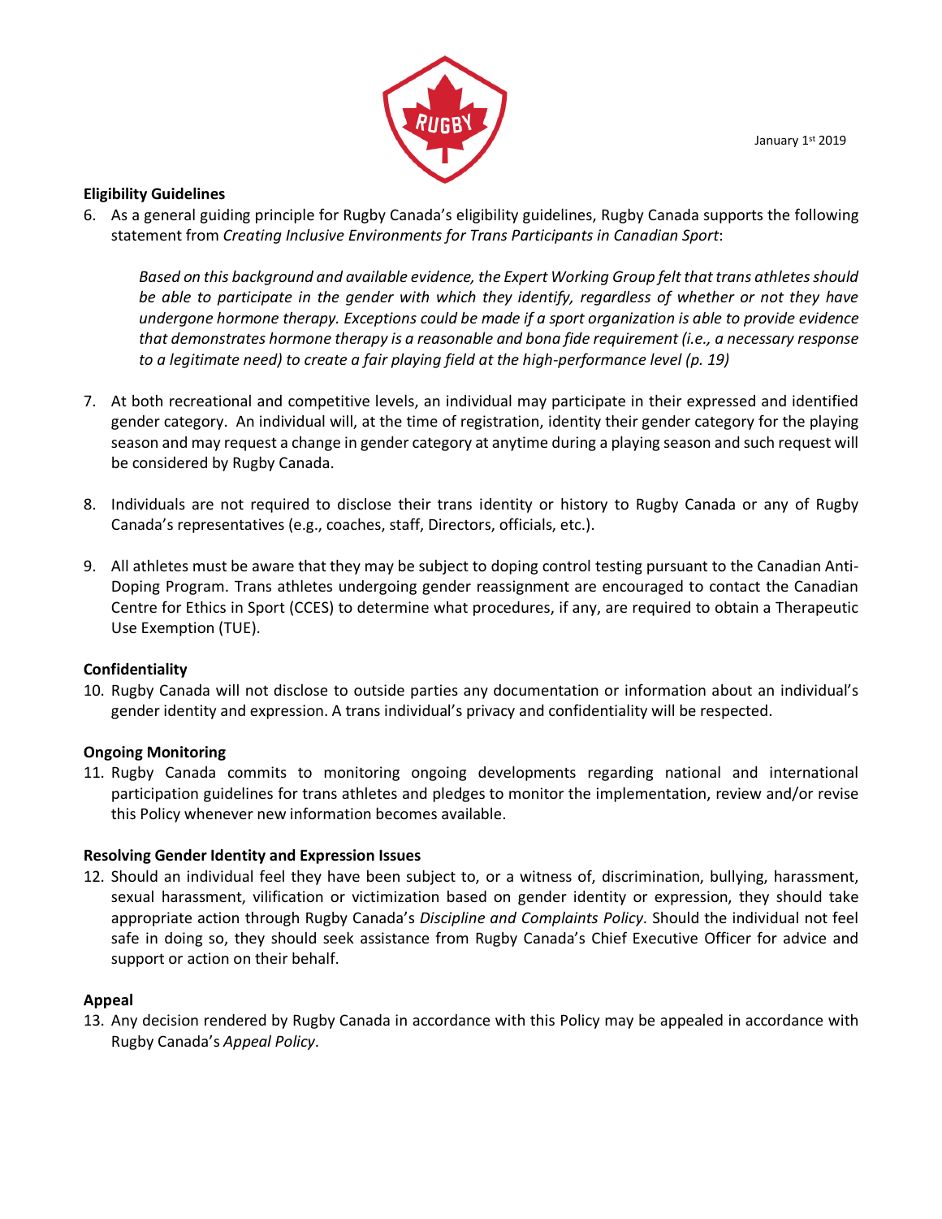January 1st 2019

## Eligibility Guidelines

6. As a general guiding principle for Rugby Canada's eligibility guidelines, Rugby Canada supports the following statement from *Creating Inclusive Environments for Trans Participants in Canadian Sport*:

   *Based on this background and available evidence, the Expert Working Group felt that trans athletes should be able to participate in the gender with which they identify, regardless of whether or not they have undergone hormone therapy. Exceptions could be made if a sport organization is able to provide evidence that demonstrates hormone therapy is a reasonable and bona fide requirement (i.e., a necessary response to a legitimate need) to create a fair playing field at the high-performance level (p. 19)*

7. At both recreational and competitive levels, an individual may participate in their expressed and identified gender category. An individual will, at the time of registration, identity their gender category for the playing season and may request a change in gender category at anytime during a playing season and such request will be considered by Rugby Canada.

8. Individuals are not required to disclose their trans identity or history to Rugby Canada or any of Rugby Canada's representatives (e.g., coaches, staff, Directors, officials, etc.).

9. All athletes must be aware that they may be subject to doping control testing pursuant to the Canadian Anti-Doping Program. Trans athletes undergoing gender reassignment are encouraged to contact the Canadian Centre for Ethics in Sport (CCES) to determine what procedures, if any, are required to obtain a Therapeutic Use Exemption (TUE).

## Confidentiality

10. Rugby Canada will not disclose to outside parties any documentation or information about an individual's gender identity and expression. A trans individual's privacy and confidentiality will be respected.

## Ongoing Monitoring

11. Rugby Canada commits to monitoring ongoing developments regarding national and international participation guidelines for trans athletes and pledges to monitor the implementation, review and/or revise this Policy whenever new information becomes available.

## Resolving Gender Identity and Expression Issues

12. Should an individual feel they have been subject to, or a witness of, discrimination, bullying, harassment, sexual harassment, vilification or victimization based on gender identity or expression, they should take appropriate action through Rugby Canada's *Discipline and Complaints Policy*. Should the individual not feel safe in doing so, they should seek assistance from Rugby Canada's Chief Executive Officer for advice and support or action on their behalf.

## Appeal

13. Any decision rendered by Rugby Canada in accordance with this Policy may be appealed in accordance with Rugby Canada's *Appeal Policy*.